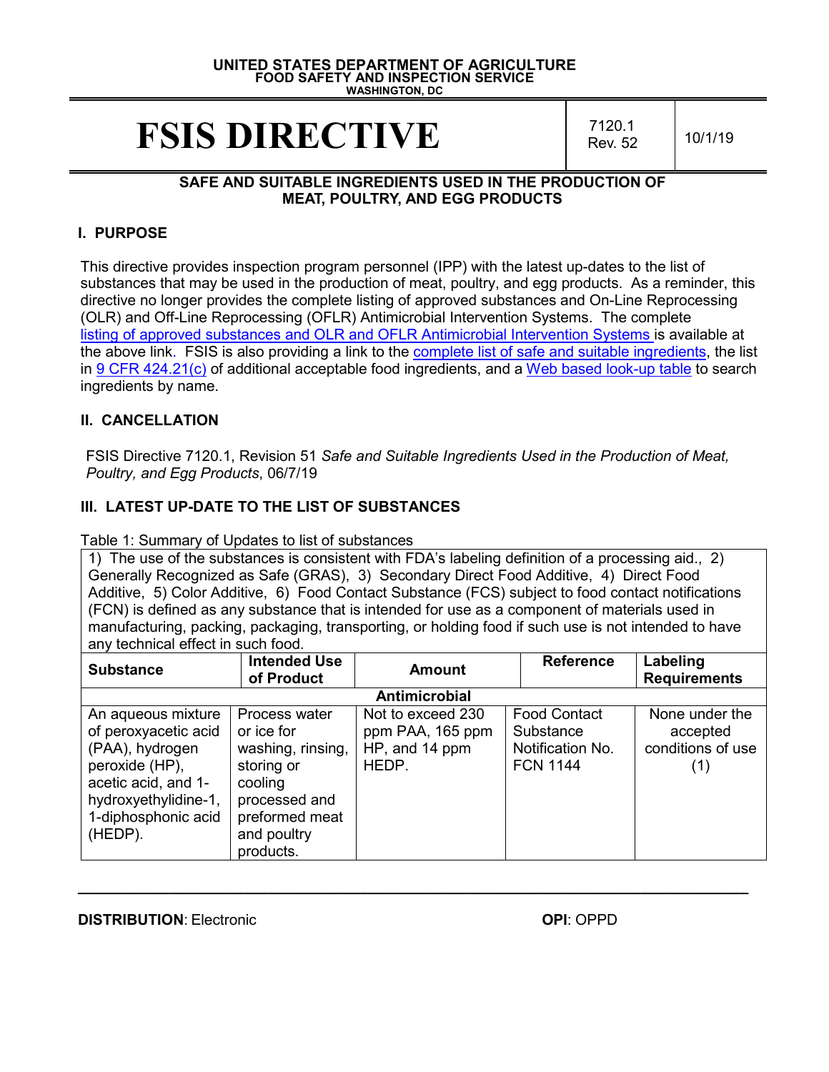**UNITED STATES DEPARTMENT OF AGRICULTURE**
**FOOD SAFETY AND INSPECTION SERVICE**
**WASHINGTON, DC**

# FSIS DIRECTIVE

7120.1 Rev. 52 | 10/1/19

## SAFE AND SUITABLE INGREDIENTS USED IN THE PRODUCTION OF MEAT, POULTRY, AND EGG PRODUCTS

## I. PURPOSE

This directive provides inspection program personnel (IPP) with the latest up-dates to the list of substances that may be used in the production of meat, poultry, and egg products. As a reminder, this directive no longer provides the complete listing of approved substances and On-Line Reprocessing (OLR) and Off-Line Reprocessing (OFLR) Antimicrobial Intervention Systems. The complete listing of approved substances and OLR and OFLR Antimicrobial Intervention Systems is available at the above link. FSIS is also providing a link to the complete list of safe and suitable ingredients, the list in 9 CFR 424.21(c) of additional acceptable food ingredients, and a Web based look-up table to search ingredients by name.

## II. CANCELLATION

FSIS Directive 7120.1, Revision 51 *Safe and Suitable Ingredients Used in the Production of Meat, Poultry, and Egg Products*, 06/7/19

## III. LATEST UP-DATE TO THE LIST OF SUBSTANCES

Table 1: Summary of Updates to list of substances

1) The use of the substances is consistent with FDA's labeling definition of a processing aid., 2) Generally Recognized as Safe (GRAS), 3) Secondary Direct Food Additive, 4) Direct Food Additive, 5) Color Additive, 6) Food Contact Substance (FCS) subject to food contact notifications (FCN) is defined as any substance that is intended for use as a component of materials used in manufacturing, packing, packaging, transporting, or holding food if such use is not intended to have any technical effect in such food.

| Substance | Intended Use of Product | Amount | Reference | Labeling Requirements |
|---|---|---|---|---|
| **Antimicrobial** | | | | |
| An aqueous mixture of peroxyacetic acid (PAA), hydrogen peroxide (HP), acetic acid, and 1-hydroxyethylidine-1, 1-diphosphonic acid (HEDP). | Process water or ice for washing, rinsing, storing or cooling processed and preformed meat and poultry products. | Not to exceed 230 ppm PAA, 165 ppm HP, and 14 ppm HEDP. | Food Contact Substance Notification No. FCN 1144 | None under the accepted conditions of use (1) |

**DISTRIBUTION**: Electronic **OPI**: OPPD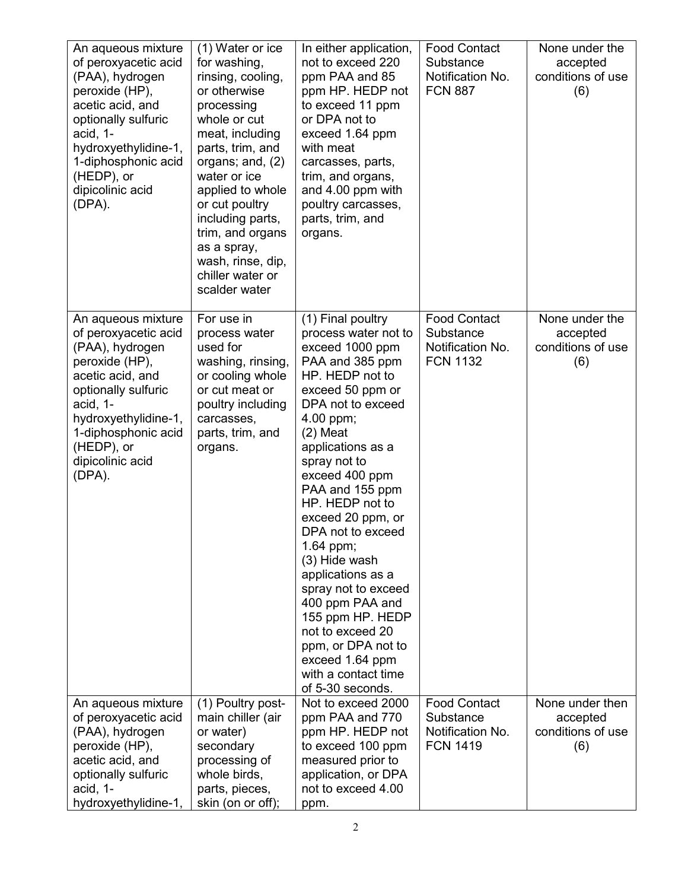| | | | | |
|---|---|---|---|---|
| An aqueous mixture of peroxyacetic acid (PAA), hydrogen peroxide (HP), acetic acid, and optionally sulfuric acid, 1-hydroxyethylidine-1, 1-diphosphonic acid (HEDP), or dipicolinic acid (DPA). | (1) Water or ice for washing, rinsing, cooling, or otherwise processing whole or cut meat, including parts, trim, and organs; and, (2) water or ice applied to whole or cut poultry including parts, trim, and organs as a spray, wash, rinse, dip, chiller water or scalder water | In either application, not to exceed 220 ppm PAA and 85 ppm HP. HEDP not to exceed 11 ppm or DPA not to exceed 1.64 ppm with meat carcasses, parts, trim, and organs, and 4.00 ppm with poultry carcasses, parts, trim, and organs. | Food Contact Substance Notification No. FCN 887 | None under the accepted conditions of use (6) |
| An aqueous mixture of peroxyacetic acid (PAA), hydrogen peroxide (HP), acetic acid, and optionally sulfuric acid, 1-hydroxyethylidine-1, 1-diphosphonic acid (HEDP), or dipicolinic acid (DPA). | For use in process water used for washing, rinsing, or cooling whole or cut meat or poultry including carcasses, parts, trim, and organs. | (1) Final poultry process water not to exceed 1000 ppm PAA and 385 ppm HP. HEDP not to exceed 50 ppm or DPA not to exceed 4.00 ppm; (2) Meat applications as a spray not to exceed 400 ppm PAA and 155 ppm HP. HEDP not to exceed 20 ppm, or DPA not to exceed 1.64 ppm; (3) Hide wash applications as a spray not to exceed 400 ppm PAA and 155 ppm HP. HEDP not to exceed 20 ppm, or DPA not to exceed 1.64 ppm with a contact time of 5-30 seconds. | Food Contact Substance Notification No. FCN 1132 | None under the accepted conditions of use (6) |
| An aqueous mixture of peroxyacetic acid (PAA), hydrogen peroxide (HP), acetic acid, and optionally sulfuric acid, 1-hydroxyethylidine-1, | (1) Poultry post-main chiller (air or water) secondary processing of whole birds, parts, pieces, skin (on or off); | Not to exceed 2000 ppm PAA and 770 ppm HP. HEDP not to exceed 100 ppm measured prior to application, or DPA not to exceed 4.00 ppm. | Food Contact Substance Notification No. FCN 1419 | None under then accepted conditions of use (6) |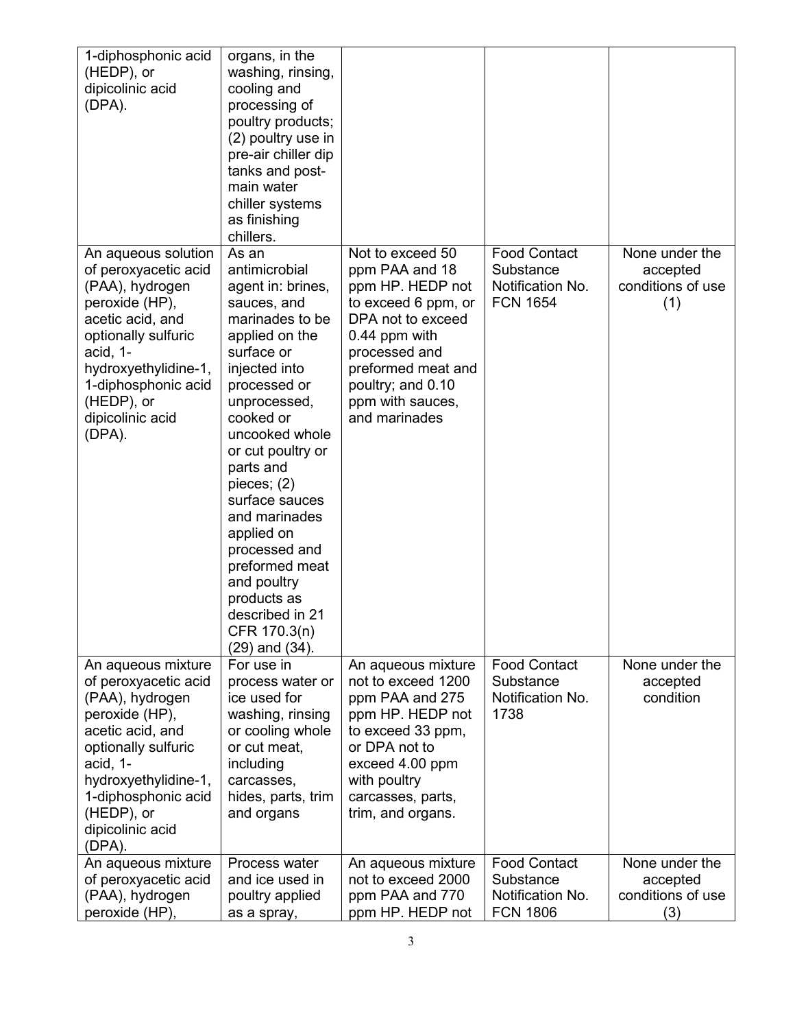| | | | | |
|---|---|---|---|---|
| 1-diphosphonic acid (HEDP), or dipicolinic acid (DPA). | organs, in the washing, rinsing, cooling and processing of poultry products; (2) poultry use in pre-air chiller dip tanks and post-main water chiller systems as finishing chillers. | | | |
| An aqueous solution of peroxyacetic acid (PAA), hydrogen peroxide (HP), acetic acid, and optionally sulfuric acid, 1-hydroxyethylidine-1, 1-diphosphonic acid (HEDP), or dipicolinic acid (DPA). | As an antimicrobial agent in: brines, sauces, and marinades to be applied on the surface or injected into processed or unprocessed, cooked or uncooked whole or cut poultry or parts and pieces; (2) surface sauces and marinades applied on processed and preformed meat and poultry products as described in 21 CFR 170.3(n)(29) and (34). | Not to exceed 50 ppm PAA and 18 ppm HP. HEDP not to exceed 6 ppm, or DPA not to exceed 0.44 ppm with processed and preformed meat and poultry; and 0.10 ppm with sauces, and marinades | Food Contact Substance Notification No. FCN 1654 | None under the accepted conditions of use (1) |
| An aqueous mixture of peroxyacetic acid (PAA), hydrogen peroxide (HP), acetic acid, and optionally sulfuric acid, 1-hydroxyethylidine-1, 1-diphosphonic acid (HEDP), or dipicolinic acid (DPA). | For use in process water or ice used for washing, rinsing or cooling whole or cut meat, including carcasses, hides, parts, trim and organs | An aqueous mixture not to exceed 1200 ppm PAA and 275 ppm HP. HEDP not to exceed 33 ppm, or DPA not to exceed 4.00 ppm with poultry carcasses, parts, trim, and organs. | Food Contact Substance Notification No. 1738 | None under the accepted condition |
| An aqueous mixture of peroxyacetic acid (PAA), hydrogen peroxide (HP), | Process water and ice used in poultry applied as a spray, | An aqueous mixture not to exceed 2000 ppm PAA and 770 ppm HP. HEDP not | Food Contact Substance Notification No. FCN 1806 | None under the accepted conditions of use (3) |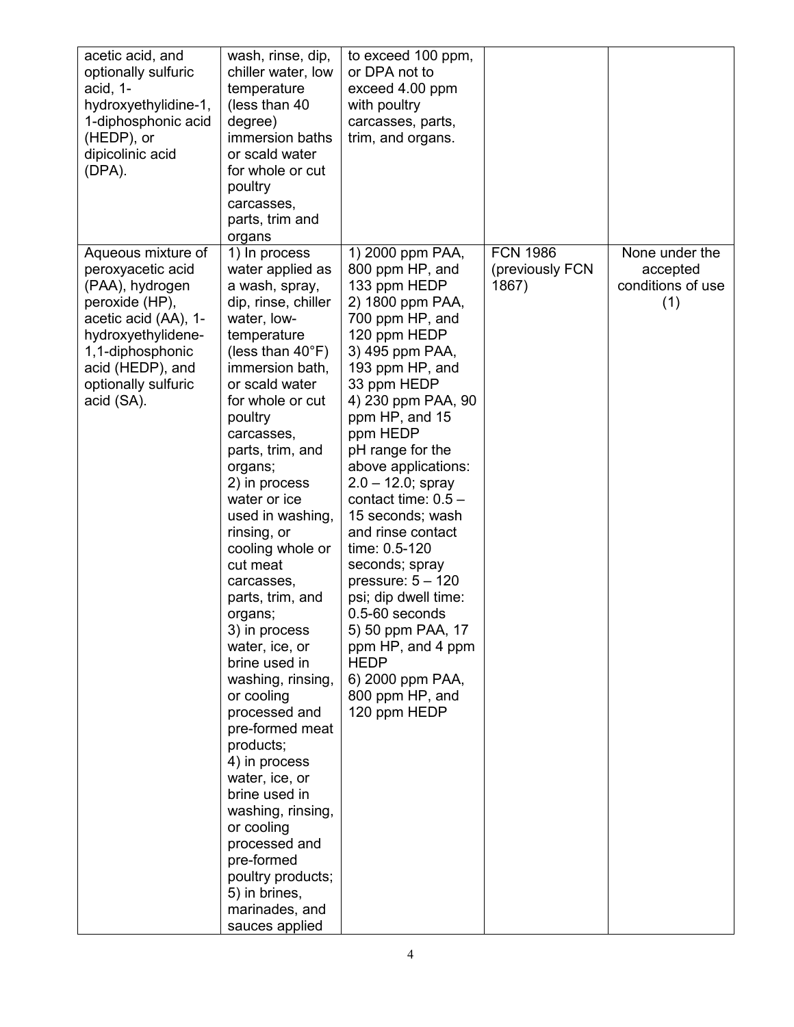| | | | | |
|---|---|---|---|---|
| acetic acid, and optionally sulfuric acid, 1-hydroxyethylidine-1, 1-diphosphonic acid (HEDP), or dipicolinic acid (DPA). | wash, rinse, dip, chiller water, low temperature (less than 40 degree) immersion baths or scald water for whole or cut poultry carcasses, parts, trim and organs | to exceed 100 ppm, or DPA not to exceed 4.00 ppm with poultry carcasses, parts, trim, and organs. | | |
| Aqueous mixture of peroxyacetic acid (PAA), hydrogen peroxide (HP), acetic acid (AA), 1-hydroxyethylidene-1,1-diphosphonic acid (HEDP), and optionally sulfuric acid (SA). | 1) In process water applied as a wash, spray, dip, rinse, chiller water, low-temperature (less than 40°F) immersion bath, or scald water for whole or cut poultry carcasses, parts, trim, and organs; 2) in process water or ice used in washing, rinsing, or cooling whole or cut meat carcasses, parts, trim, and organs; 3) in process water, ice, or brine used in washing, rinsing, or cooling processed and pre-formed meat products; 4) in process water, ice, or brine used in washing, rinsing, or cooling processed and pre-formed poultry products; 5) in brines, marinades, and sauces applied | 1) 2000 ppm PAA, 800 ppm HP, and 133 ppm HEDP 2) 1800 ppm PAA, 700 ppm HP, and 120 ppm HEDP 3) 495 ppm PAA, 193 ppm HP, and 33 ppm HEDP 4) 230 ppm PAA, 90 ppm HP, and 15 ppm HEDP pH range for the above applications: 2.0 – 12.0; spray contact time: 0.5 – 15 seconds; wash and rinse contact time: 0.5-120 seconds; spray pressure: 5 – 120 psi; dip dwell time: 0.5-60 seconds 5) 50 ppm PAA, 17 ppm HP, and 4 ppm HEDP 6) 2000 ppm PAA, 800 ppm HP, and 120 ppm HEDP | FCN 1986 (previously FCN 1867) | None under the accepted conditions of use (1) |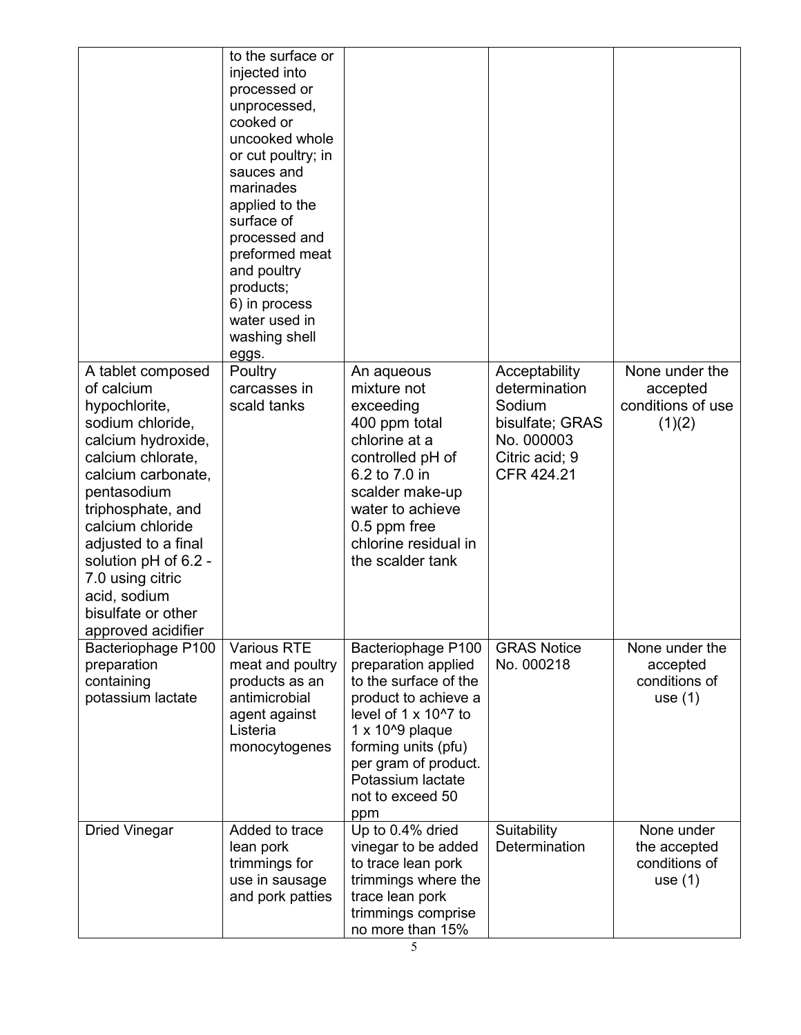| | | | | |
|---|---|---|---|---|
| | to the surface or injected into processed or unprocessed, cooked or uncooked whole or cut poultry; in sauces and marinades applied to the surface of processed and preformed meat and poultry products; 6) in process water used in washing shell eggs. | | | |
| A tablet composed of calcium hypochlorite, sodium chloride, calcium hydroxide, calcium chlorate, calcium carbonate, pentasodium triphosphate, and calcium chloride adjusted to a final solution pH of 6.2 - 7.0 using citric acid, sodium bisulfate or other approved acidifier | Poultry carcasses in scald tanks | An aqueous mixture not exceeding 400 ppm total chlorine at a controlled pH of 6.2 to 7.0 in scalder make-up water to achieve 0.5 ppm free chlorine residual in the scalder tank | Acceptability determination Sodium bisulfate; GRAS No. 000003 Citric acid; 9 CFR 424.21 | None under the accepted conditions of use (1)(2) |
| Bacteriophage P100 preparation containing potassium lactate | Various RTE meat and poultry products as an antimicrobial agent against Listeria monocytogenes | Bacteriophage P100 preparation applied to the surface of the product to achieve a level of $1 \times 10^7$ to $1 \times 10^9$ plaque forming units (pfu) per gram of product. Potassium lactate not to exceed 50 ppm | GRAS Notice No. 000218 | None under the accepted conditions of use (1) |
| Dried Vinegar | Added to trace lean pork trimmings for use in sausage and pork patties | Up to 0.4% dried vinegar to be added to trace lean pork trimmings where the trace lean pork trimmings comprise no more than 15% | Suitability Determination | None under the accepted conditions of use (1) |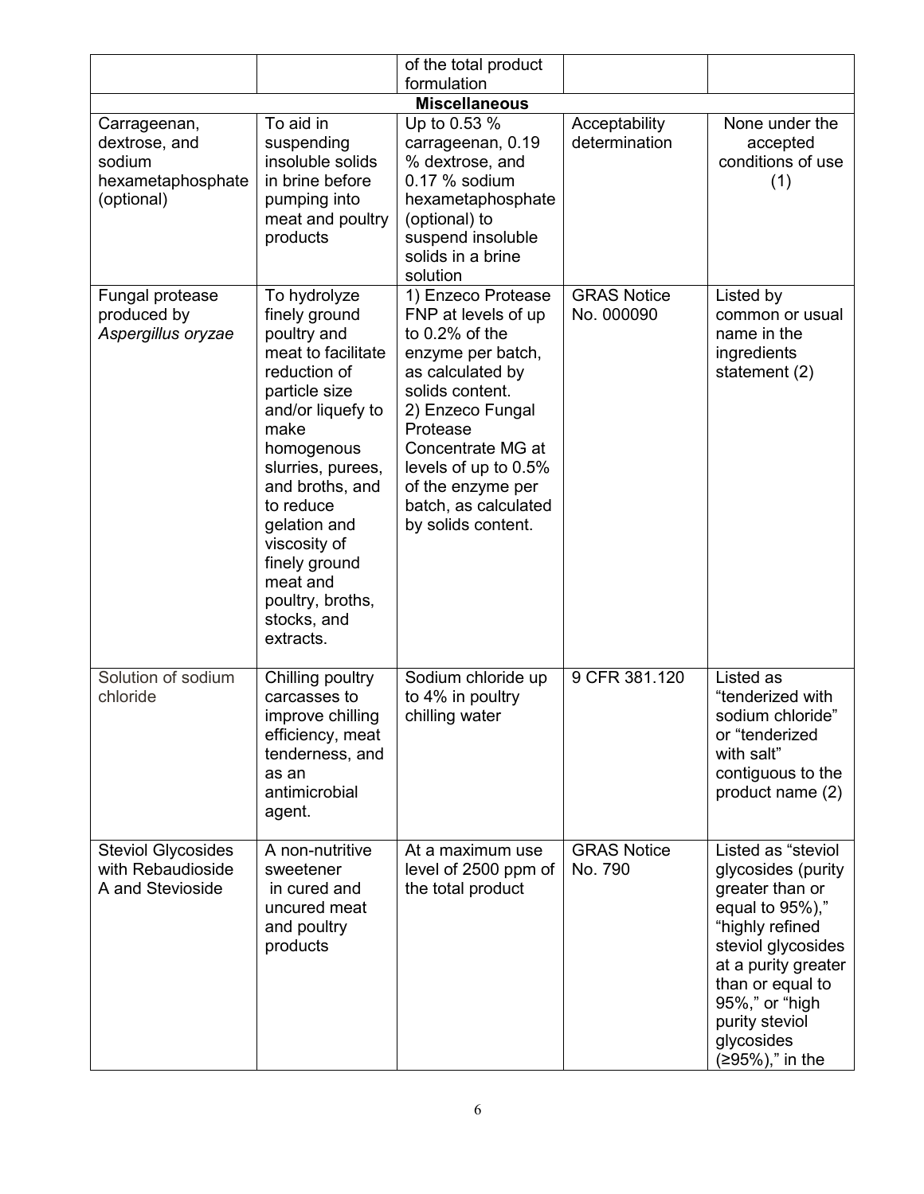| | | of the total product formulation | | |
|---|---|---|---|---|
| **Miscellaneous** | | | | |
| Carrageenan, dextrose, and sodium hexametaphosphate (optional) | To aid in suspending insoluble solids in brine before pumping into meat and poultry products | Up to 0.53 % carrageenan, 0.19 % dextrose, and 0.17 % sodium hexametaphosphate (optional) to suspend insoluble solids in a brine solution | Acceptability determination | None under the accepted conditions of use (1) |
| Fungal protease produced by *Aspergillus oryzae* | To hydrolyze finely ground poultry and meat to facilitate reduction of particle size and/or liquefy to make homogenous slurries, purees, and broths, and to reduce gelation and viscosity of finely ground meat and poultry, broths, stocks, and extracts. | 1) Enzeco Protease FNP at levels of up to 0.2% of the enzyme per batch, as calculated by solids content. 2) Enzeco Fungal Protease Concentrate MG at levels of up to 0.5% of the enzyme per batch, as calculated by solids content. | GRAS Notice No. 000090 | Listed by common or usual name in the ingredients statement (2) |
| Solution of sodium chloride | Chilling poultry carcasses to improve chilling efficiency, meat tenderness, and as an antimicrobial agent. | Sodium chloride up to 4% in poultry chilling water | 9 CFR 381.120 | Listed as "tenderized with sodium chloride" or "tenderized with salt" contiguous to the product name (2) |
| Steviol Glycosides with Rebaudioside A and Stevioside | A non-nutritive sweetener in cured and uncured meat and poultry products | At a maximum use level of 2500 ppm of the total product | GRAS Notice No. 790 | Listed as "steviol glycosides (purity greater than or equal to 95%)," "highly refined steviol glycosides at a purity greater than or equal to 95%," or "high purity steviol glycosides (≥95%)," in the |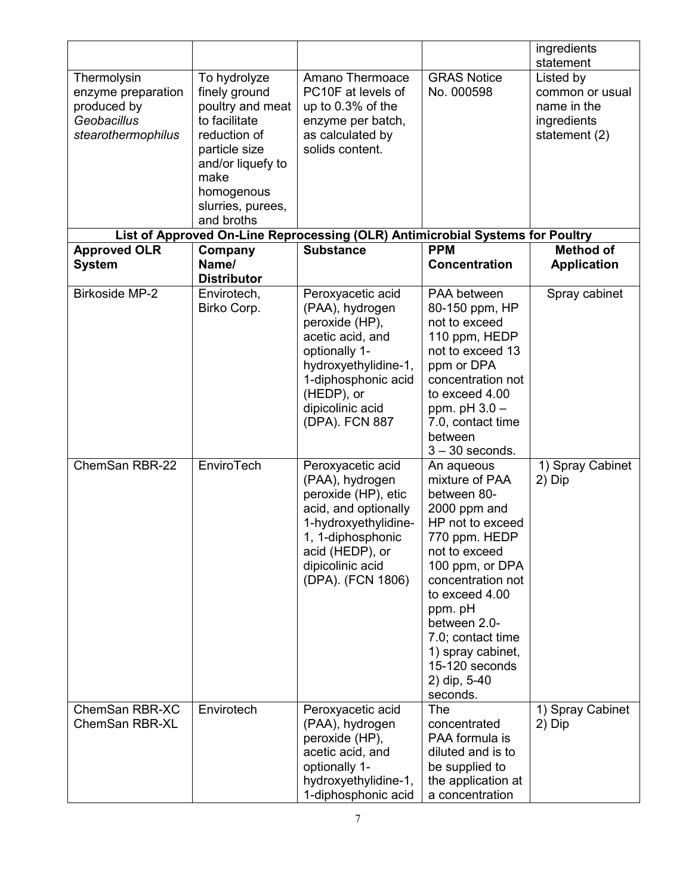| | | | | ingredients statement |
|---|---|---|---|---|
| Thermolysin enzyme preparation produced by *Geobacillus stearothermophilus* | To hydrolyze finely ground poultry and meat to facilitate reduction of particle size and/or liquefy to make homogenous slurries, purees, and broths | Amano Thermoace PC10F at levels of up to 0.3% of the enzyme per batch, as calculated by solids content. | GRAS Notice No. 000598 | Listed by common or usual name in the ingredients statement (2) |

**List of Approved On-Line Reprocessing (OLR) Antimicrobial Systems for Poultry**

| Approved OLR System | Company Name/ Distributor | Substance | PPM Concentration | Method of Application |
|---|---|---|---|---|
| Birkoside MP-2 | Envirotech, Birko Corp. | Peroxyacetic acid (PAA), hydrogen peroxide (HP), acetic acid, and optionally 1-hydroxyethylidine-1, 1-diphosphonic acid (HEDP), or dipicolinic acid (DPA). FCN 887 | PAA between 80-150 ppm, HP not to exceed 110 ppm, HEDP not to exceed 13 ppm or DPA concentration not to exceed 4.00 ppm. pH 3.0 – 7.0, contact time between 3 – 30 seconds. | Spray cabinet |
| ChemSan RBR-22 | EnviroTech | Peroxyacetic acid (PAA), hydrogen peroxide (HP), etic acid, and optionally 1-hydroxyethylidine-1, 1-diphosphonic acid (HEDP), or dipicolinic acid (DPA). (FCN 1806) | An aqueous mixture of PAA between 80-2000 ppm and HP not to exceed 770 ppm. HEDP not to exceed 100 ppm, or DPA concentration not to exceed 4.00 ppm. pH between 2.0-7.0; contact time 1) spray cabinet, 15-120 seconds 2) dip, 5-40 seconds. | 1) Spray Cabinet 2) Dip |
| ChemSan RBR-XC ChemSan RBR-XL | Envirotech | Peroxyacetic acid (PAA), hydrogen peroxide (HP), acetic acid, and optionally 1-hydroxyethylidine-1, 1-diphosphonic acid | The concentrated PAA formula is diluted and is to be supplied to the application at a concentration | 1) Spray Cabinet 2) Dip |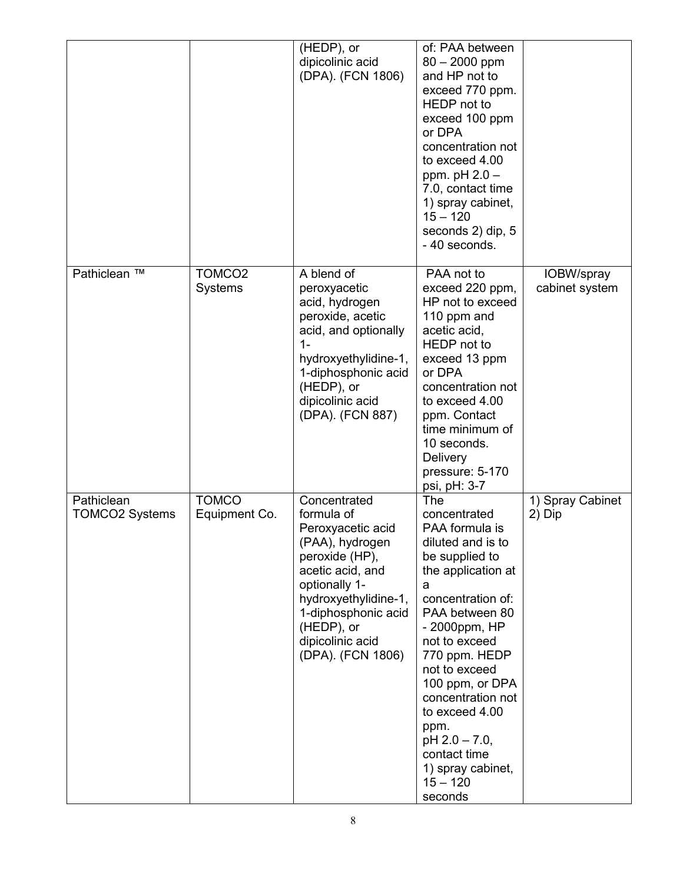| | | | | |
|---|---|---|---|---|
| | | (HEDP), or dipicolinic acid (DPA). (FCN 1806) | of: PAA between 80 – 2000 ppm and HP not to exceed 770 ppm. HEDP not to exceed 100 ppm or DPA concentration not to exceed 4.00 ppm. pH 2.0 – 7.0, contact time 1) spray cabinet, 15 – 120 seconds 2) dip, 5 - 40 seconds. | |
| Pathiclean ™ | TOMCO2 Systems | A blend of peroxyacetic acid, hydrogen peroxide, acetic acid, and optionally 1-hydroxyethylidine-1, 1-diphosphonic acid (HEDP), or dipicolinic acid (DPA). (FCN 887) | PAA not to exceed 220 ppm, HP not to exceed 110 ppm and acetic acid, HEDP not to exceed 13 ppm or DPA concentration not to exceed 4.00 ppm. Contact time minimum of 10 seconds. Delivery pressure: 5-170 psi, pH: 3-7 | IOBW/spray cabinet system |
| Pathiclean TOMCO2 Systems | TOMCO Equipment Co. | Concentrated formula of Peroxyacetic acid (PAA), hydrogen peroxide (HP), acetic acid, and optionally 1-hydroxyethylidine-1, 1-diphosphonic acid (HEDP), or dipicolinic acid (DPA). (FCN 1806) | The concentrated PAA formula is diluted and is to be supplied to the application at a concentration of: PAA between 80 - 2000ppm, HP not to exceed 770 ppm. HEDP not to exceed 100 ppm, or DPA concentration not to exceed 4.00 ppm. pH 2.0 – 7.0, contact time 1) spray cabinet, 15 – 120 seconds | 1) Spray Cabinet 2) Dip |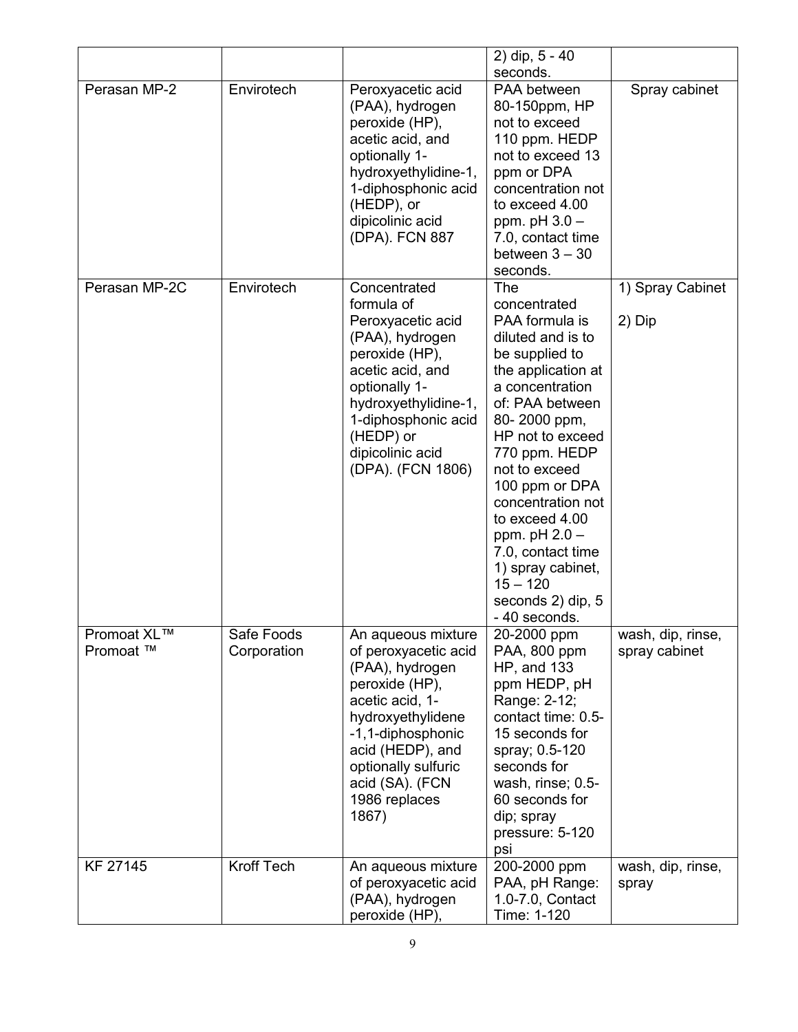| | | | 2) dip, 5 - 40 seconds. | |
|---|---|---|---|---|
| Perasan MP-2 | Envirotech | Peroxyacetic acid (PAA), hydrogen peroxide (HP), acetic acid, and optionally 1-hydroxyethylidine-1, 1-diphosphonic acid (HEDP), or dipicolinic acid (DPA). FCN 887 | PAA between 80-150ppm, HP not to exceed 110 ppm. HEDP not to exceed 13 ppm or DPA concentration not to exceed 4.00 ppm. pH 3.0 – 7.0, contact time between 3 – 30 seconds. | Spray cabinet |
| Perasan MP-2C | Envirotech | Concentrated formula of Peroxyacetic acid (PAA), hydrogen peroxide (HP), acetic acid, and optionally 1-hydroxyethylidine-1, 1-diphosphonic acid (HEDP) or dipicolinic acid (DPA). (FCN 1806) | The concentrated PAA formula is diluted and is to be supplied to the application at a concentration of: PAA between 80- 2000 ppm, HP not to exceed 770 ppm. HEDP not to exceed 100 ppm or DPA concentration not to exceed 4.00 ppm. pH 2.0 – 7.0, contact time 1) spray cabinet, 15 – 120 seconds 2) dip, 5 - 40 seconds. | 1) Spray Cabinet<br>2) Dip |
| Promoat XL™ Promoat ™ | Safe Foods Corporation | An aqueous mixture of peroxyacetic acid (PAA), hydrogen peroxide (HP), acetic acid, 1-hydroxyethylidene -1,1-diphosphonic acid (HEDP), and optionally sulfuric acid (SA). (FCN 1986 replaces 1867) | 20-2000 ppm PAA, 800 ppm HP, and 133 ppm HEDP, pH Range: 2-12; contact time: 0.5-15 seconds for spray; 0.5-120 seconds for wash, rinse; 0.5-60 seconds for dip; spray pressure: 5-120 psi | wash, dip, rinse, spray cabinet |
| KF 27145 | Kroff Tech | An aqueous mixture of peroxyacetic acid (PAA), hydrogen peroxide (HP), | 200-2000 ppm PAA, pH Range: 1.0-7.0, Contact Time: 1-120 | wash, dip, rinse, spray |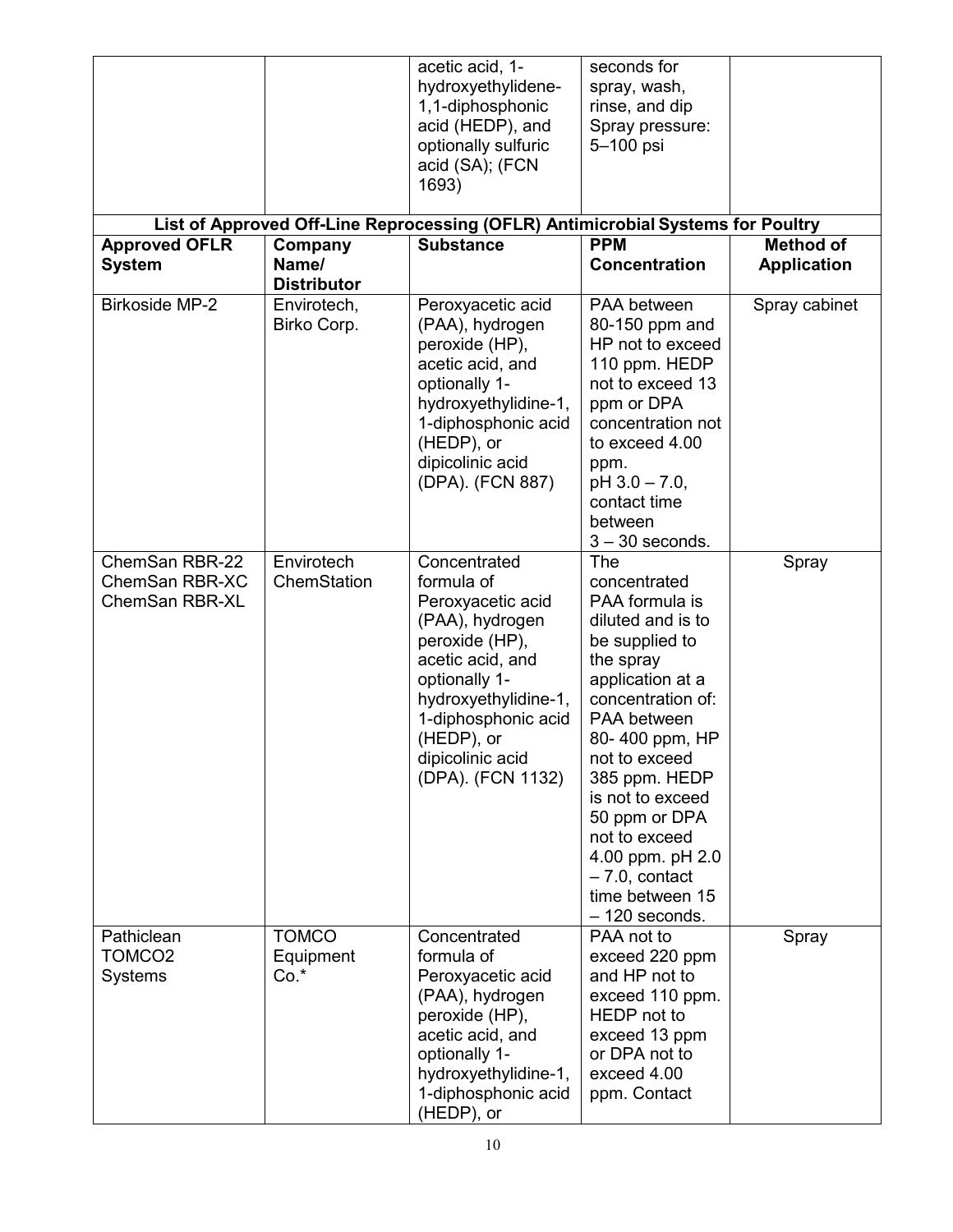| | | acetic acid, 1-hydroxyethylidene-1,1-diphosphonic acid (HEDP), and optionally sulfuric acid (SA); (FCN 1693) | seconds for spray, wash, rinse, and dip Spray pressure: 5–100 psi | |
|---|---|---|---|---|

**List of Approved Off-Line Reprocessing (OFLR) Antimicrobial Systems for Poultry**

| Approved OFLR System | Company Name/ Distributor | Substance | PPM Concentration | Method of Application |
|---|---|---|---|---|
| Birkoside MP-2 | Envirotech, Birko Corp. | Peroxyacetic acid (PAA), hydrogen peroxide (HP), acetic acid, and optionally 1-hydroxyethylidine-1, 1-diphosphonic acid (HEDP), or dipicolinic acid (DPA). (FCN 887) | PAA between 80-150 ppm and HP not to exceed 110 ppm. HEDP not to exceed 13 ppm or DPA concentration not to exceed 4.00 ppm. pH 3.0 – 7.0, contact time between 3 – 30 seconds. | Spray cabinet |
| ChemSan RBR-22 ChemSan RBR-XC ChemSan RBR-XL | Envirotech ChemStation | Concentrated formula of Peroxyacetic acid (PAA), hydrogen peroxide (HP), acetic acid, and optionally 1-hydroxyethylidine-1, 1-diphosphonic acid (HEDP), or dipicolinic acid (DPA). (FCN 1132) | The concentrated PAA formula is diluted and is to be supplied to the spray application at a concentration of: PAA between 80- 400 ppm, HP not to exceed 385 ppm. HEDP is not to exceed 50 ppm or DPA not to exceed 4.00 ppm. pH 2.0 – 7.0, contact time between 15 – 120 seconds. | Spray |
| Pathiclean TOMCO2 Systems | TOMCO Equipment Co.* | Concentrated formula of Peroxyacetic acid (PAA), hydrogen peroxide (HP), acetic acid, and optionally 1-hydroxyethylidine-1, 1-diphosphonic acid (HEDP), or | PAA not to exceed 220 ppm and HP not to exceed 110 ppm. HEDP not to exceed 13 ppm or DPA not to exceed 4.00 ppm. Contact | Spray |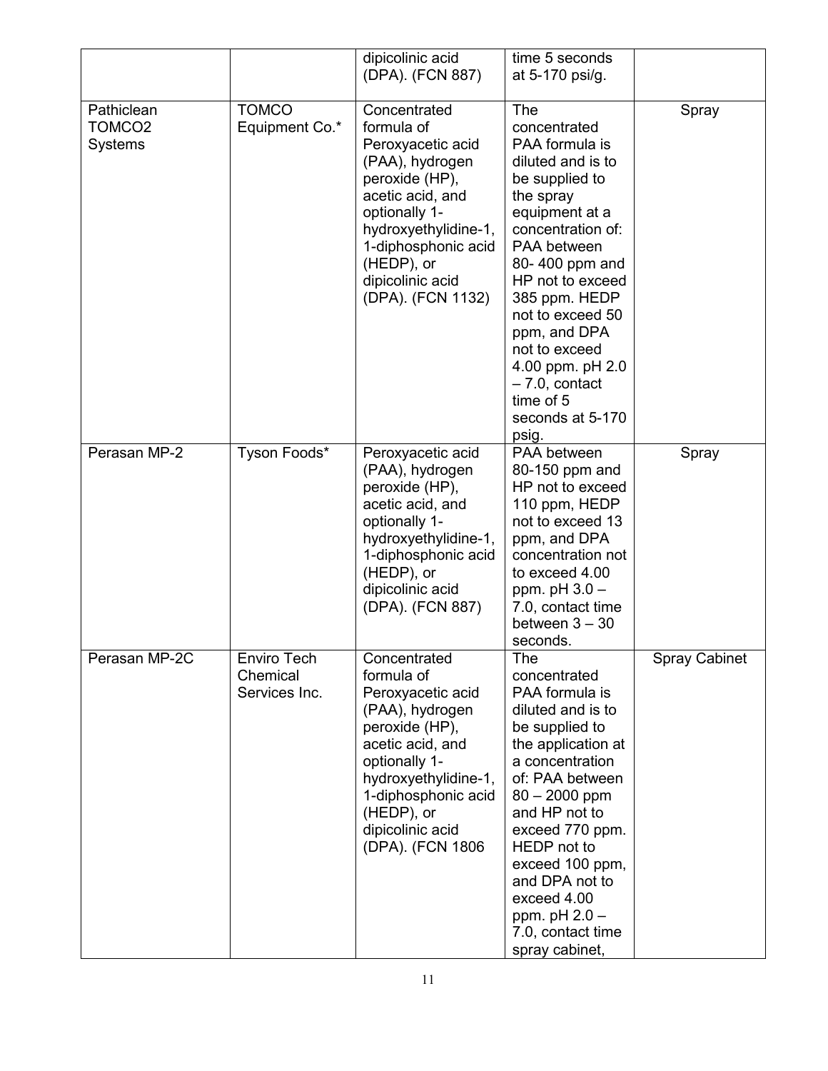| | | dipicolinic acid (DPA). (FCN 887) | time 5 seconds at 5-170 psi/g. | |
|---|---|---|---|---|
| Pathiclean TOMCO2 Systems | TOMCO Equipment Co.* | Concentrated formula of Peroxyacetic acid (PAA), hydrogen peroxide (HP), acetic acid, and optionally 1-hydroxyethylidine-1, 1-diphosphonic acid (HEDP), or dipicolinic acid (DPA). (FCN 1132) | The concentrated PAA formula is diluted and is to be supplied to the spray equipment at a concentration of: PAA between 80- 400 ppm and HP not to exceed 385 ppm. HEDP not to exceed 50 ppm, and DPA not to exceed 4.00 ppm. pH 2.0 – 7.0, contact time of 5 seconds at 5-170 psig. | Spray |
| Perasan MP-2 | Tyson Foods* | Peroxyacetic acid (PAA), hydrogen peroxide (HP), acetic acid, and optionally 1-hydroxyethylidine-1, 1-diphosphonic acid (HEDP), or dipicolinic acid (DPA). (FCN 887) | PAA between 80-150 ppm and HP not to exceed 110 ppm, HEDP not to exceed 13 ppm, and DPA concentration not to exceed 4.00 ppm. pH 3.0 – 7.0, contact time between 3 – 30 seconds. | Spray |
| Perasan MP-2C | Enviro Tech Chemical Services Inc. | Concentrated formula of Peroxyacetic acid (PAA), hydrogen peroxide (HP), acetic acid, and optionally 1-hydroxyethylidine-1, 1-diphosphonic acid (HEDP), or dipicolinic acid (DPA). (FCN 1806 | The concentrated PAA formula is diluted and is to be supplied to the application at a concentration of: PAA between 80 – 2000 ppm and HP not to exceed 770 ppm. HEDP not to exceed 100 ppm, and DPA not to exceed 4.00 ppm. pH 2.0 – 7.0, contact time spray cabinet, | Spray Cabinet |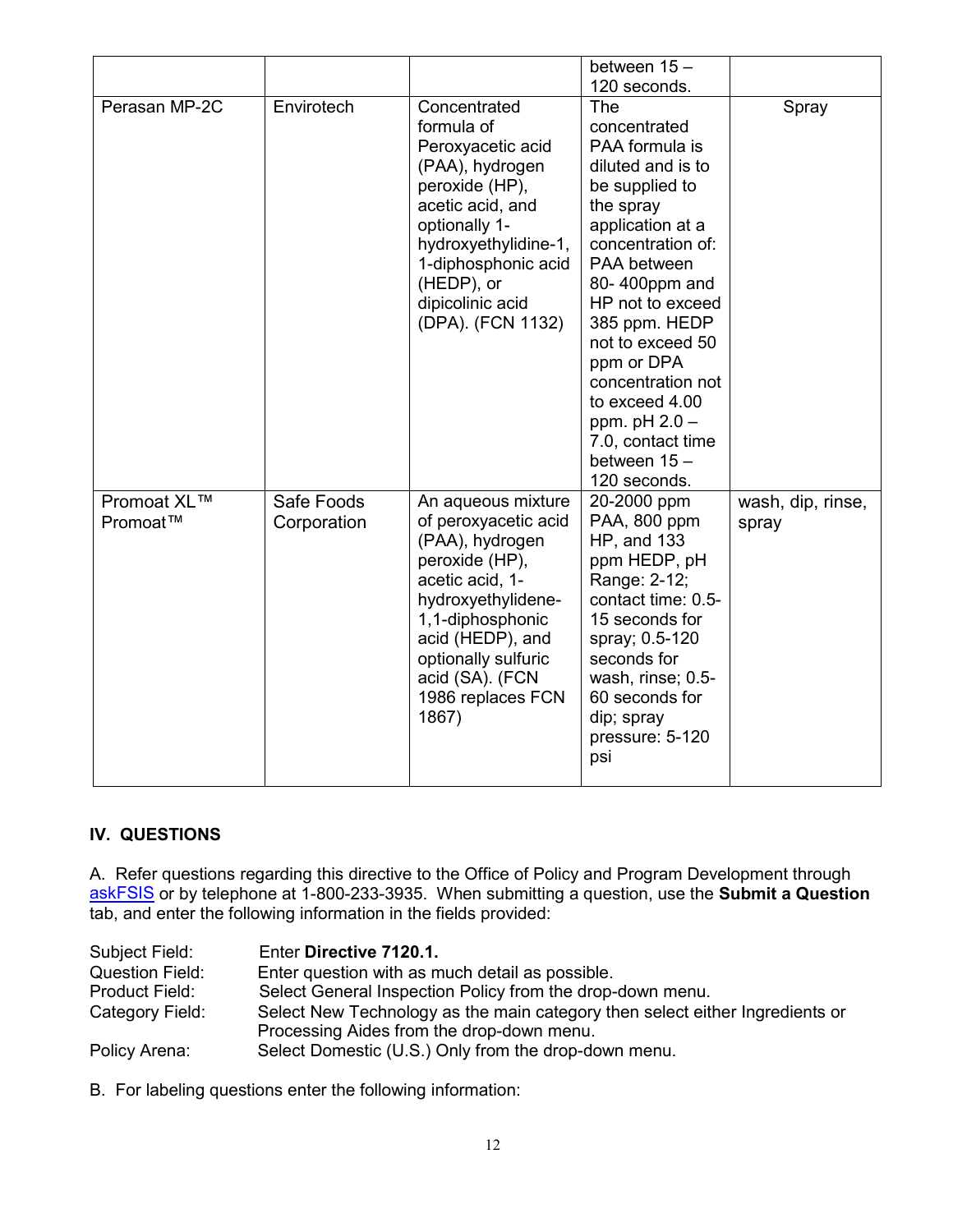| | | | between 15 – 120 seconds. | |
|---|---|---|---|---|
| Perasan MP-2C | Envirotech | Concentrated formula of Peroxyacetic acid (PAA), hydrogen peroxide (HP), acetic acid, and optionally 1-hydroxyethylidine-1, 1-diphosphonic acid (HEDP), or dipicolinic acid (DPA). (FCN 1132) | The concentrated PAA formula is diluted and is to be supplied to the spray application at a concentration of: PAA between 80- 400ppm and HP not to exceed 385 ppm. HEDP not to exceed 50 ppm or DPA concentration not to exceed 4.00 ppm. pH 2.0 – 7.0, contact time between 15 – 120 seconds. | Spray |
| Promoat XL™ Promoat™ | Safe Foods Corporation | An aqueous mixture of peroxyacetic acid (PAA), hydrogen peroxide (HP), acetic acid, 1-hydroxyethylidene-1,1-diphosphonic acid (HEDP), and optionally sulfuric acid (SA). (FCN 1986 replaces FCN 1867) | 20-2000 ppm PAA, 800 ppm HP, and 133 ppm HEDP, pH Range: 2-12; contact time: 0.5-15 seconds for spray; 0.5-120 seconds for wash, rinse; 0.5-60 seconds for dip; spray pressure: 5-120 psi | wash, dip, rinse, spray |

## IV. QUESTIONS

A. Refer questions regarding this directive to the Office of Policy and Program Development through askFSIS or by telephone at 1-800-233-3935. When submitting a question, use the **Submit a Question** tab, and enter the following information in the fields provided:

Subject Field: Enter **Directive 7120.1.**
Question Field: Enter question with as much detail as possible.
Product Field: Select General Inspection Policy from the drop-down menu.
Category Field: Select New Technology as the main category then select either Ingredients or Processing Aides from the drop-down menu.
Policy Arena: Select Domestic (U.S.) Only from the drop-down menu.

B. For labeling questions enter the following information: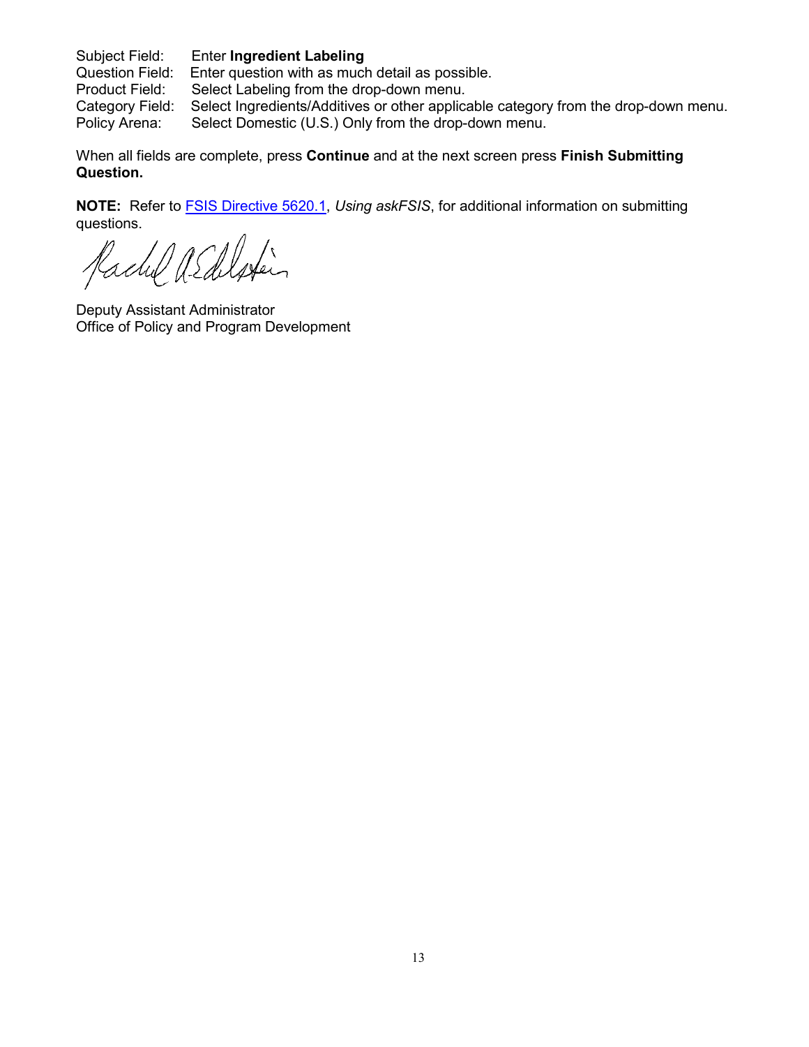Subject Field: Enter **Ingredient Labeling**
Question Field: Enter question with as much detail as possible.
Product Field: Select Labeling from the drop-down menu.
Category Field: Select Ingredients/Additives or other applicable category from the drop-down menu.
Policy Arena: Select Domestic (U.S.) Only from the drop-down menu.

When all fields are complete, press **Continue** and at the next screen press **Finish Submitting Question.**

**NOTE:** Refer to FSIS Directive 5620.1, *Using askFSIS*, for additional information on submitting questions.

Deputy Assistant Administrator
Office of Policy and Program Development